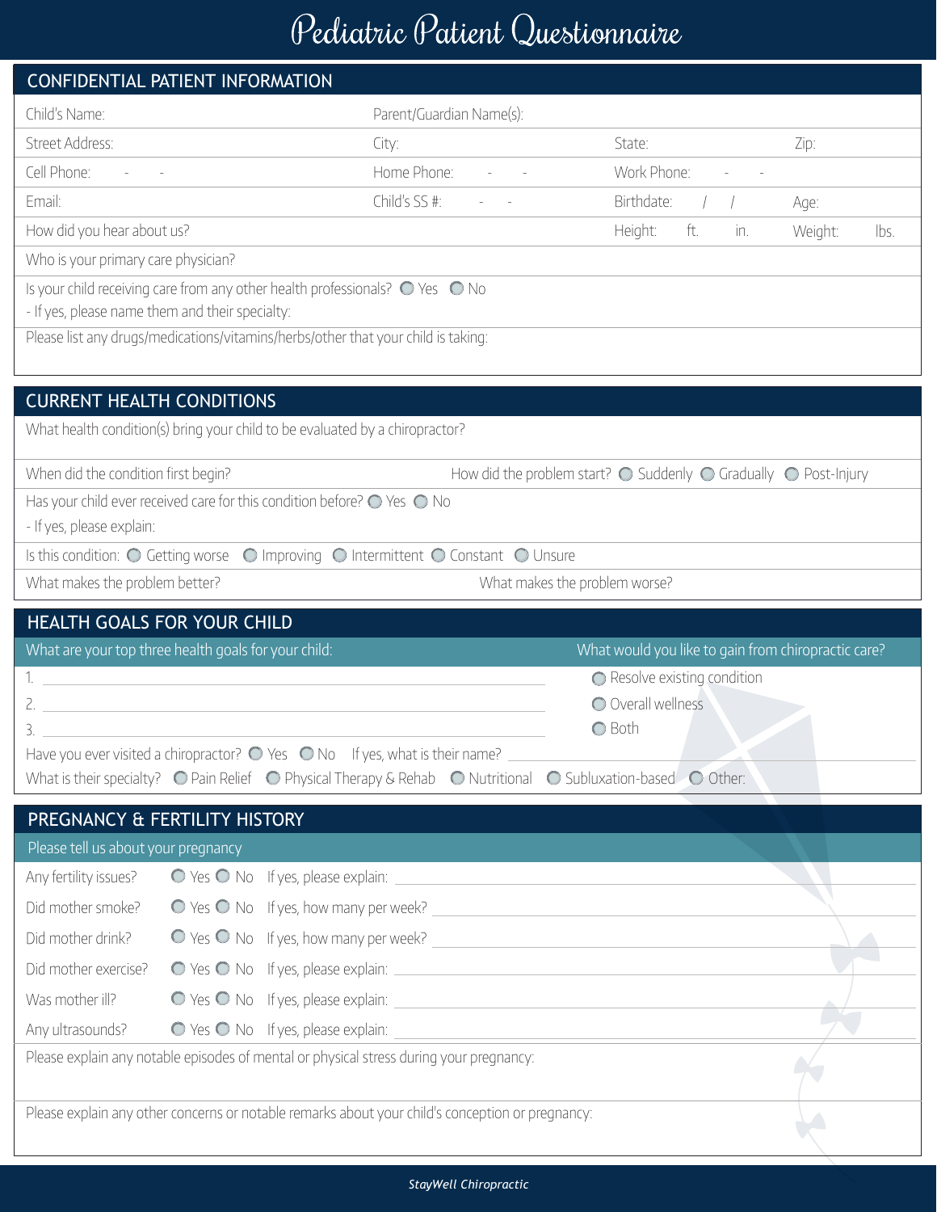# Pediatric Patient Questionnaire

## CONFIDENTIAL PATIENT INFORMATION

| | | | |
|---|---|---|---|
| Child's Name: | Parent/Guardian Name(s): | | |
| Street Address: | City: | State: | Zip: |
| Cell Phone: - - | Home Phone: - - | Work Phone: - - | |
| Email: | Child's SS #: - - | Birthdate: / / | Age: |
| How did you hear about us? | | Height: ft. in. | Weight: lbs. |

Who is your primary care physician?

Is your child receiving care from any other health professionals? ◯ Yes ◯ No

- If yes, please name them and their specialty:

Please list any drugs/medications/vitamins/herbs/other that your child is taking:

## CURRENT HEALTH CONDITIONS

What health condition(s) bring your child to be evaluated by a chiropractor?

When did the condition first begin?

How did the problem start? ◯ Suddenly ◯ Gradually ◯ Post-Injury

Has your child ever received care for this condition before? ◯ Yes ◯ No

- If yes, please explain:

Is this condition: ◯ Getting worse ◯ Improving ◯ Intermittent ◯ Constant ◯ Unsure

What makes the problem better?

What makes the problem worse?

## HEALTH GOALS FOR YOUR CHILD

What are your top three health goals for your child:

1. ______________________________
2. ______________________________
3. ______________________________

What would you like to gain from chiropractic care?

◯ Resolve existing condition
◯ Overall wellness
◯ Both

Have you ever visited a chiropractor? ◯ Yes ◯ No If yes, what is their name? ______________________________

What is their specialty? ◯ Pain Relief ◯ Physical Therapy & Rehab ◯ Nutritional ◯ Subluxation-based ◯ Other:

## PREGNANCY & FERTILITY HISTORY

Please tell us about your pregnancy

| | | |
|---|---|---|
| Any fertility issues? | ◯ Yes ◯ No | If yes, please explain: |
| Did mother smoke? | ◯ Yes ◯ No | If yes, how many per week? |
| Did mother drink? | ◯ Yes ◯ No | If yes, how many per week? |
| Did mother exercise? | ◯ Yes ◯ No | If yes, please explain: |
| Was mother ill? | ◯ Yes ◯ No | If yes, please explain: |
| Any ultrasounds? | ◯ Yes ◯ No | If yes, please explain: |

Please explain any notable episodes of mental or physical stress during your pregnancy:

Please explain any other concerns or notable remarks about your child's conception or pregnancy:

*StayWell Chiropractic*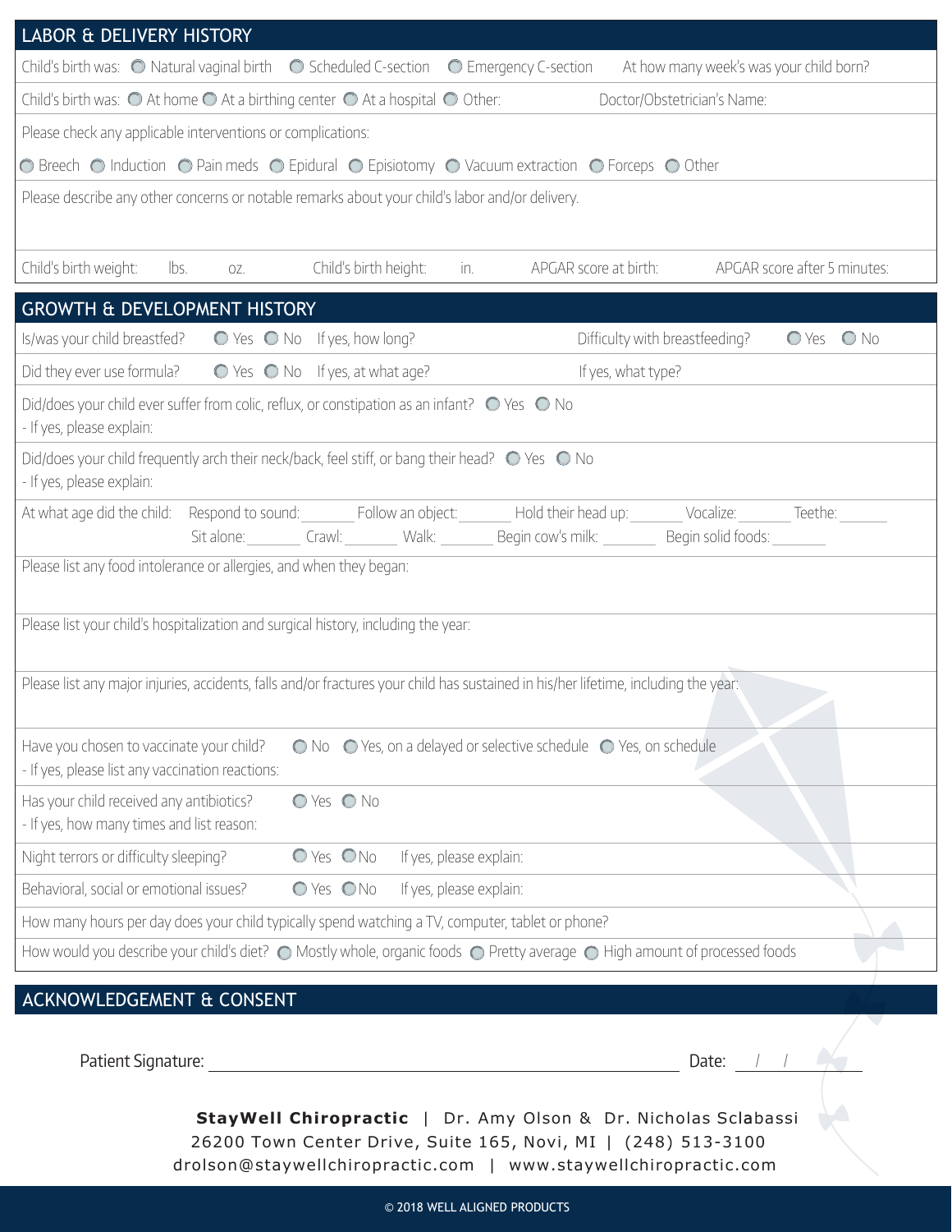## LABOR & DELIVERY HISTORY

Child's birth was: ○ Natural vaginal birth ○ Scheduled C-section ○ Emergency C-section At how many week's was your child born?

Child's birth was: ○ At home ○ At a birthing center ○ At a hospital ○ Other: Doctor/Obstetrician's Name:

Please check any applicable interventions or complications:

○ Breech ○ Induction ○ Pain meds ○ Epidural ○ Episiotomy ○ Vacuum extraction ○ Forceps ○ Other

Please describe any other concerns or notable remarks about your child's labor and/or delivery.

Child's birth weight: lbs. oz. Child's birth height: in. APGAR score at birth: APGAR score after 5 minutes:

## GROWTH & DEVELOPMENT HISTORY

Is/was your child breastfed? ○ Yes ○ No If yes, how long? Difficulty with breastfeeding? ○ Yes ○ No

Did they ever use formula? ○ Yes ○ No If yes, at what age? If yes, what type?

Did/does your child ever suffer from colic, reflux, or constipation as an infant? ○ Yes ○ No
- If yes, please explain:

Did/does your child frequently arch their neck/back, feel stiff, or bang their head? ○ Yes ○ No
- If yes, please explain:

At what age did the child: Respond to sound:\_\_\_\_\_\_ Follow an object:\_\_\_\_\_\_ Hold their head up:\_\_\_\_\_\_ Vocalize:\_\_\_\_\_\_ Teethe:\_\_\_\_\_\_
Sit alone:\_\_\_\_\_\_ Crawl:\_\_\_\_\_\_ Walk:\_\_\_\_\_\_ Begin cow's milk:\_\_\_\_\_\_ Begin solid foods:\_\_\_\_\_\_

Please list any food intolerance or allergies, and when they began:

Please list your child's hospitalization and surgical history, including the year:

Please list any major injuries, accidents, falls and/or fractures your child has sustained in his/her lifetime, including the year:

Have you chosen to vaccinate your child? ○ No ○ Yes, on a delayed or selective schedule ○ Yes, on schedule
- If yes, please list any vaccination reactions:

Has your child received any antibiotics? ○ Yes ○ No
- If yes, how many times and list reason:

Night terrors or difficulty sleeping? ○ Yes ○ No If yes, please explain:

Behavioral, social or emotional issues? ○ Yes ○ No If yes, please explain:

How many hours per day does your child typically spend watching a TV, computer, tablet or phone?

How would you describe your child's diet? ○ Mostly whole, organic foods ○ Pretty average ○ High amount of processed foods

## ACKNOWLEDGEMENT & CONSENT

Patient Signature: \_\_\_\_\_\_\_\_\_\_\_\_\_\_\_\_\_\_\_\_\_\_\_\_\_\_\_\_\_\_ Date: \_\_\_ / \_\_\_ / \_\_\_

**StayWell Chiropractic** | Dr. Amy Olson & Dr. Nicholas Sclabassi
26200 Town Center Drive, Suite 165, Novi, MI | (248) 513-3100
drolson@staywellchiropractic.com | www.staywellchiropractic.com

© 2018 WELL ALIGNED PRODUCTS